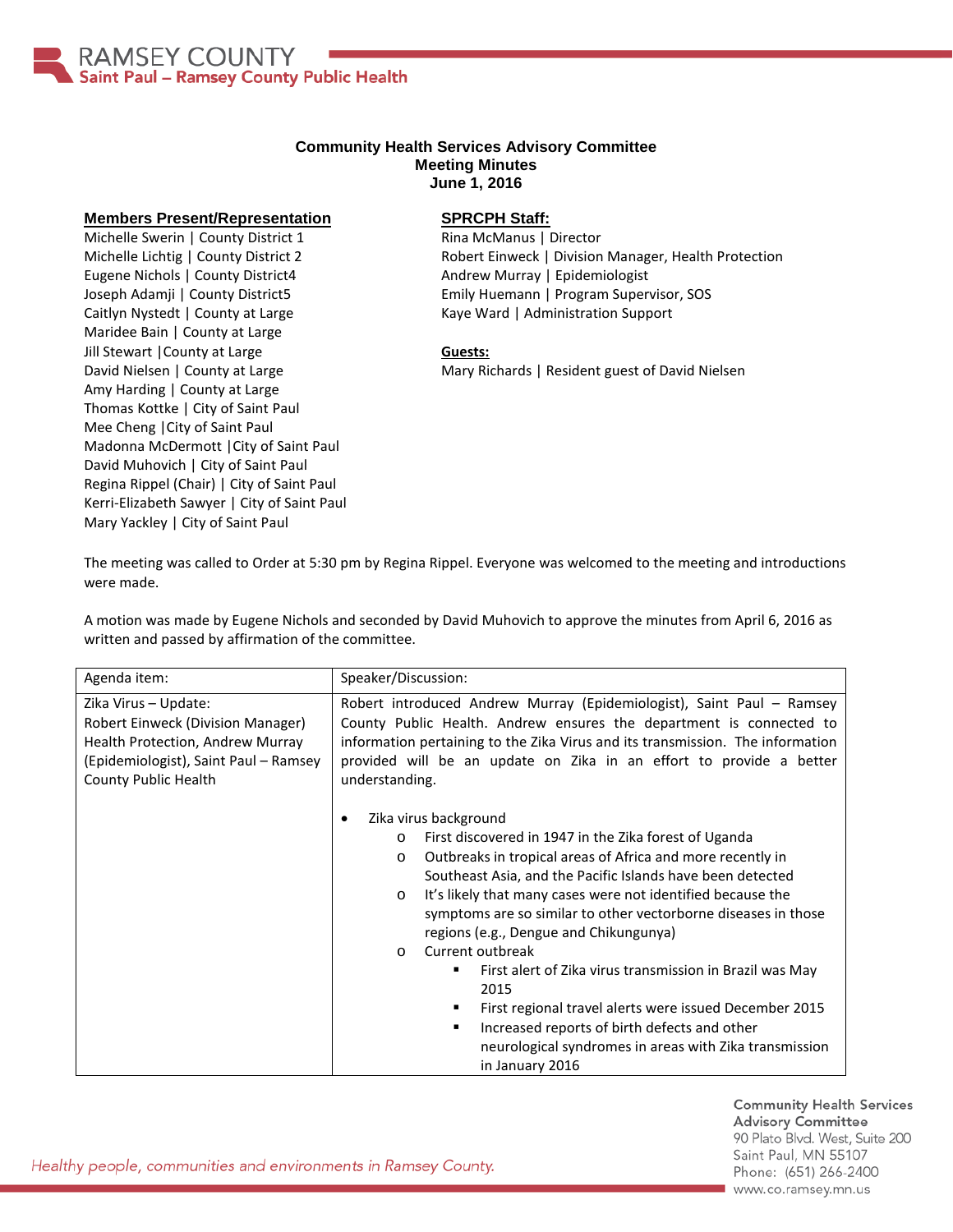# Community Health Services Advisory Committee
## Meeting Minutes
### June 1, 2016

**Members Present/Representation**

Michelle Swerin | County District 1
Michelle Lichtig | County District 2
Eugene Nichols | County District4
Joseph Adamji | County District5
Caitlyn Nystedt | County at Large
Maridee Bain | County at Large
Jill Stewart |County at Large
David Nielsen | County at Large
Amy Harding | County at Large
Thomas Kottke | City of Saint Paul
Mee Cheng |City of Saint Paul
Madonna McDermott |City of Saint Paul
David Muhovich | City of Saint Paul
Regina Rippel (Chair) | City of Saint Paul
Kerri-Elizabeth Sawyer | City of Saint Paul
Mary Yackley | City of Saint Paul

**SPRCPH Staff:**

Rina McManus | Director
Robert Einweck | Division Manager, Health Protection
Andrew Murray | Epidemiologist
Emily Huemann | Program Supervisor, SOS
Kaye Ward | Administration Support

**Guests:**

Mary Richards | Resident guest of David Nielsen

The meeting was called to Order at 5:30 pm by Regina Rippel. Everyone was welcomed to the meeting and introductions were made.

A motion was made by Eugene Nichols and seconded by David Muhovich to approve the minutes from April 6, 2016 as written and passed by affirmation of the committee.

| Agenda item: | Speaker/Discussion: |
|---|---|
| Zika Virus – Update:<br>Robert Einweck (Division Manager) Health Protection, Andrew Murray (Epidemiologist), Saint Paul – Ramsey County Public Health | Robert introduced Andrew Murray (Epidemiologist), Saint Paul – Ramsey County Public Health. Andrew ensures the department is connected to information pertaining to the Zika Virus and its transmission. The information provided will be an update on Zika in an effort to provide a better understanding.<br><br>• Zika virus background<br>&nbsp;&nbsp;&nbsp;&nbsp;o First discovered in 1947 in the Zika forest of Uganda<br>&nbsp;&nbsp;&nbsp;&nbsp;o Outbreaks in tropical areas of Africa and more recently in Southeast Asia, and the Pacific Islands have been detected<br>&nbsp;&nbsp;&nbsp;&nbsp;o It's likely that many cases were not identified because the symptoms are so similar to other vectorborne diseases in those regions (e.g., Dengue and Chikungunya)<br>&nbsp;&nbsp;&nbsp;&nbsp;o Current outbreak<br>&nbsp;&nbsp;&nbsp;&nbsp;&nbsp;&nbsp;&nbsp;&nbsp;▪ First alert of Zika virus transmission in Brazil was May 2015<br>&nbsp;&nbsp;&nbsp;&nbsp;&nbsp;&nbsp;&nbsp;&nbsp;▪ First regional travel alerts were issued December 2015<br>&nbsp;&nbsp;&nbsp;&nbsp;&nbsp;&nbsp;&nbsp;&nbsp;▪ Increased reports of birth defects and other neurological syndromes in areas with Zika transmission in January 2016 |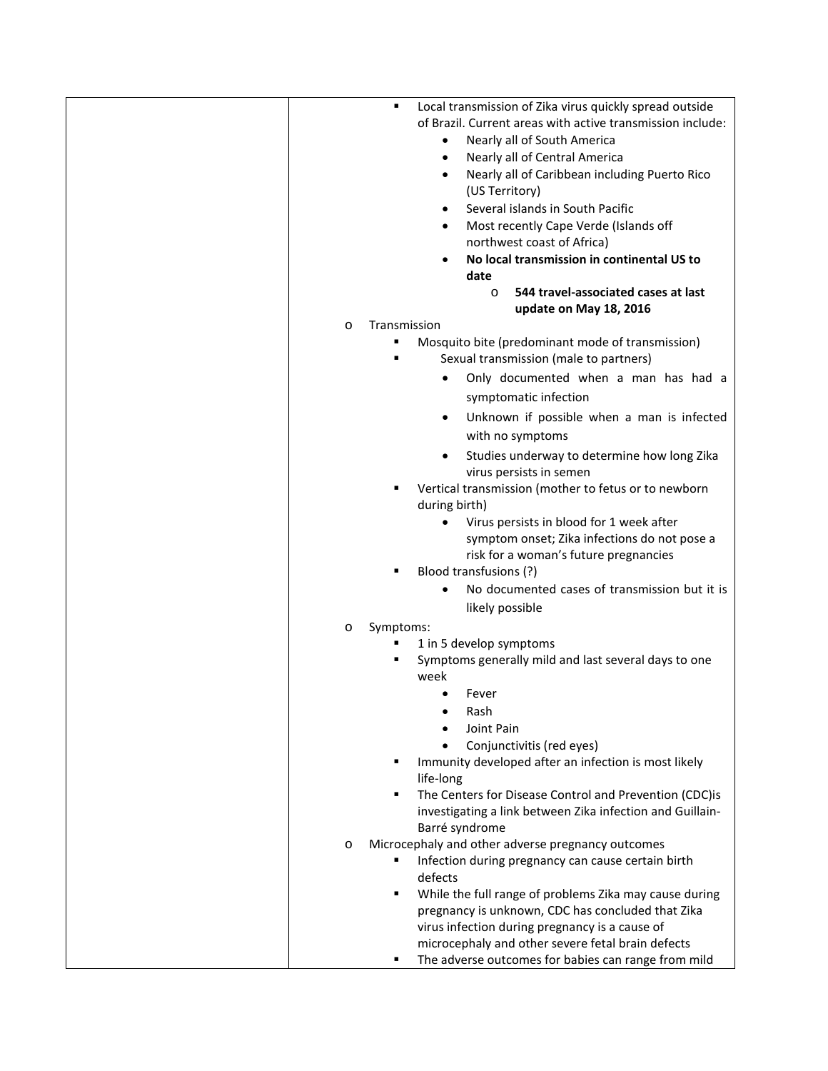| | |
|---|---|
| | - Local transmission of Zika virus quickly spread outside of Brazil. Current areas with active transmission include:<br>&nbsp;&nbsp;&nbsp;&nbsp;- Nearly all of South America<br>&nbsp;&nbsp;&nbsp;&nbsp;- Nearly all of Central America<br>&nbsp;&nbsp;&nbsp;&nbsp;- Nearly all of Caribbean including Puerto Rico (US Territory)<br>&nbsp;&nbsp;&nbsp;&nbsp;- Several islands in South Pacific<br>&nbsp;&nbsp;&nbsp;&nbsp;- Most recently Cape Verde (Islands off northwest coast of Africa)<br>&nbsp;&nbsp;&nbsp;&nbsp;- **No local transmission in continental US to date**<br>&nbsp;&nbsp;&nbsp;&nbsp;&nbsp;&nbsp;&nbsp;&nbsp;- **544 travel-associated cases at last update on May 18, 2016**<br>- Transmission<br>&nbsp;&nbsp;&nbsp;&nbsp;- Mosquito bite (predominant mode of transmission)<br>&nbsp;&nbsp;&nbsp;&nbsp;- Sexual transmission (male to partners)<br>&nbsp;&nbsp;&nbsp;&nbsp;&nbsp;&nbsp;&nbsp;&nbsp;- Only documented when a man has had a symptomatic infection<br>&nbsp;&nbsp;&nbsp;&nbsp;&nbsp;&nbsp;&nbsp;&nbsp;- Unknown if possible when a man is infected with no symptoms<br>&nbsp;&nbsp;&nbsp;&nbsp;&nbsp;&nbsp;&nbsp;&nbsp;- Studies underway to determine how long Zika virus persists in semen<br>&nbsp;&nbsp;&nbsp;&nbsp;- Vertical transmission (mother to fetus or to newborn during birth)<br>&nbsp;&nbsp;&nbsp;&nbsp;&nbsp;&nbsp;&nbsp;&nbsp;- Virus persists in blood for 1 week after symptom onset; Zika infections do not pose a risk for a woman's future pregnancies<br>&nbsp;&nbsp;&nbsp;&nbsp;- Blood transfusions (?)<br>&nbsp;&nbsp;&nbsp;&nbsp;&nbsp;&nbsp;&nbsp;&nbsp;- No documented cases of transmission but it is likely possible<br>- Symptoms:<br>&nbsp;&nbsp;&nbsp;&nbsp;- 1 in 5 develop symptoms<br>&nbsp;&nbsp;&nbsp;&nbsp;- Symptoms generally mild and last several days to one week<br>&nbsp;&nbsp;&nbsp;&nbsp;&nbsp;&nbsp;&nbsp;&nbsp;- Fever<br>&nbsp;&nbsp;&nbsp;&nbsp;&nbsp;&nbsp;&nbsp;&nbsp;- Rash<br>&nbsp;&nbsp;&nbsp;&nbsp;&nbsp;&nbsp;&nbsp;&nbsp;- Joint Pain<br>&nbsp;&nbsp;&nbsp;&nbsp;&nbsp;&nbsp;&nbsp;&nbsp;- Conjunctivitis (red eyes)<br>&nbsp;&nbsp;&nbsp;&nbsp;- Immunity developed after an infection is most likely life-long<br>&nbsp;&nbsp;&nbsp;&nbsp;- The Centers for Disease Control and Prevention (CDC)is investigating a link between Zika infection and Guillain-Barré syndrome<br>- Microcephaly and other adverse pregnancy outcomes<br>&nbsp;&nbsp;&nbsp;&nbsp;- Infection during pregnancy can cause certain birth defects<br>&nbsp;&nbsp;&nbsp;&nbsp;- While the full range of problems Zika may cause during pregnancy is unknown, CDC has concluded that Zika virus infection during pregnancy is a cause of microcephaly and other severe fetal brain defects<br>&nbsp;&nbsp;&nbsp;&nbsp;- The adverse outcomes for babies can range from mild |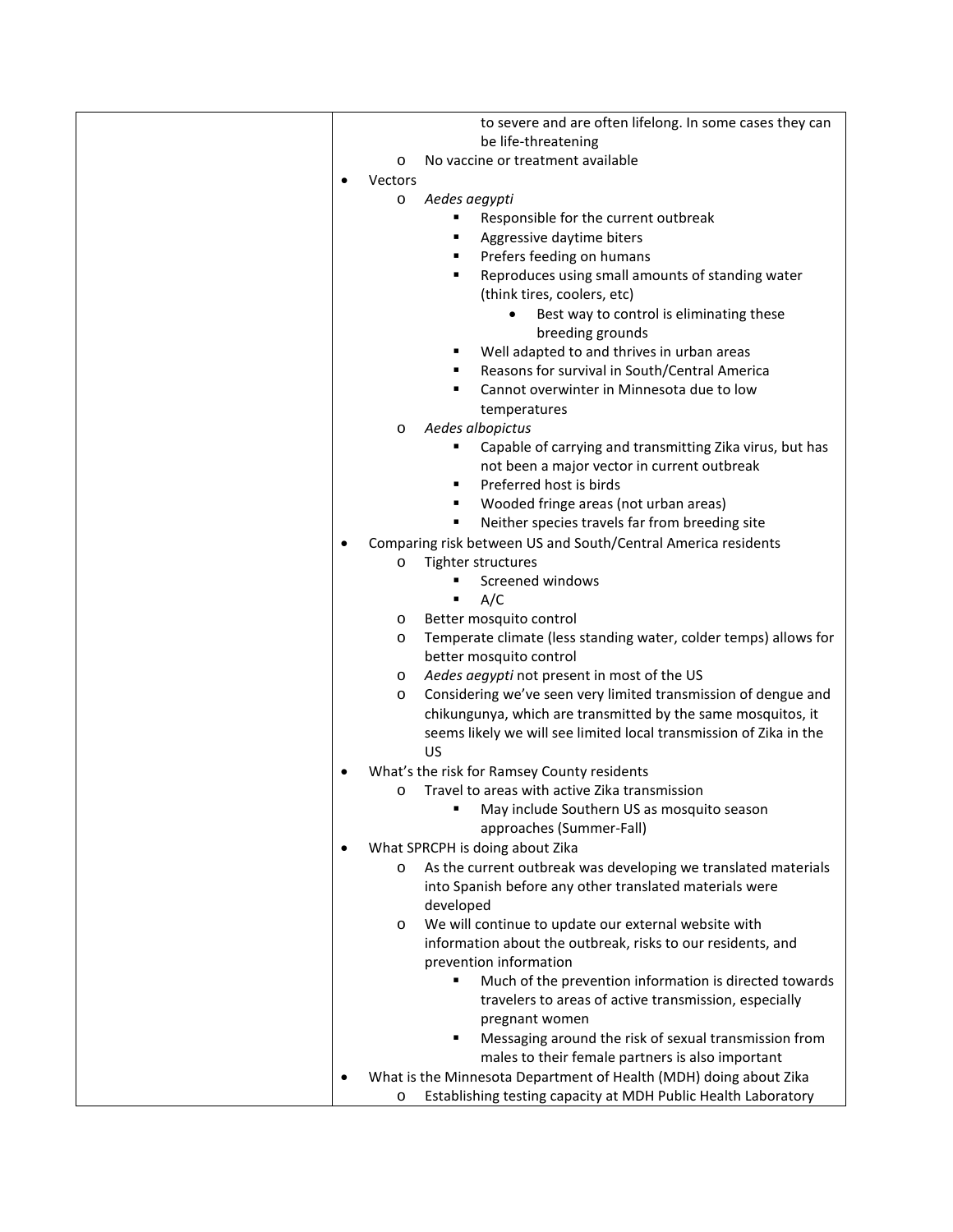|  |  |
| --- | --- |
|  | to severe and are often lifelong. In some cases they can be life-threatening<br>- No vaccine or treatment available<br><br>- Vectors<br>  - *Aedes aegypti*<br>    - Responsible for the current outbreak<br>    - Aggressive daytime biters<br>    - Prefers feeding on humans<br>    - Reproduces using small amounts of standing water (think tires, coolers, etc)<br>      - Best way to control is eliminating these breeding grounds<br>    - Well adapted to and thrives in urban areas<br>    - Reasons for survival in South/Central America<br>    - Cannot overwinter in Minnesota due to low temperatures<br>  - *Aedes albopictus*<br>    - Capable of carrying and transmitting Zika virus, but has not been a major vector in current outbreak<br>    - Preferred host is birds<br>    - Wooded fringe areas (not urban areas)<br>    - Neither species travels far from breeding site<br>- Comparing risk between US and South/Central America residents<br>  - Tighter structures<br>    - Screened windows<br>    - A/C<br>  - Better mosquito control<br>  - Temperate climate (less standing water, colder temps) allows for better mosquito control<br>  - *Aedes aegypti* not present in most of the US<br>  - Considering we've seen very limited transmission of dengue and chikungunya, which are transmitted by the same mosquitos, it seems likely we will see limited local transmission of Zika in the US<br>- What's the risk for Ramsey County residents<br>  - Travel to areas with active Zika transmission<br>    - May include Southern US as mosquito season approaches (Summer-Fall)<br>- What SPRCPH is doing about Zika<br>  - As the current outbreak was developing we translated materials into Spanish before any other translated materials were developed<br>  - We will continue to update our external website with information about the outbreak, risks to our residents, and prevention information<br>    - Much of the prevention information is directed towards travelers to areas of active transmission, especially pregnant women<br>    - Messaging around the risk of sexual transmission from males to their female partners is also important<br>- What is the Minnesota Department of Health (MDH) doing about Zika<br>  - Establishing testing capacity at MDH Public Health Laboratory |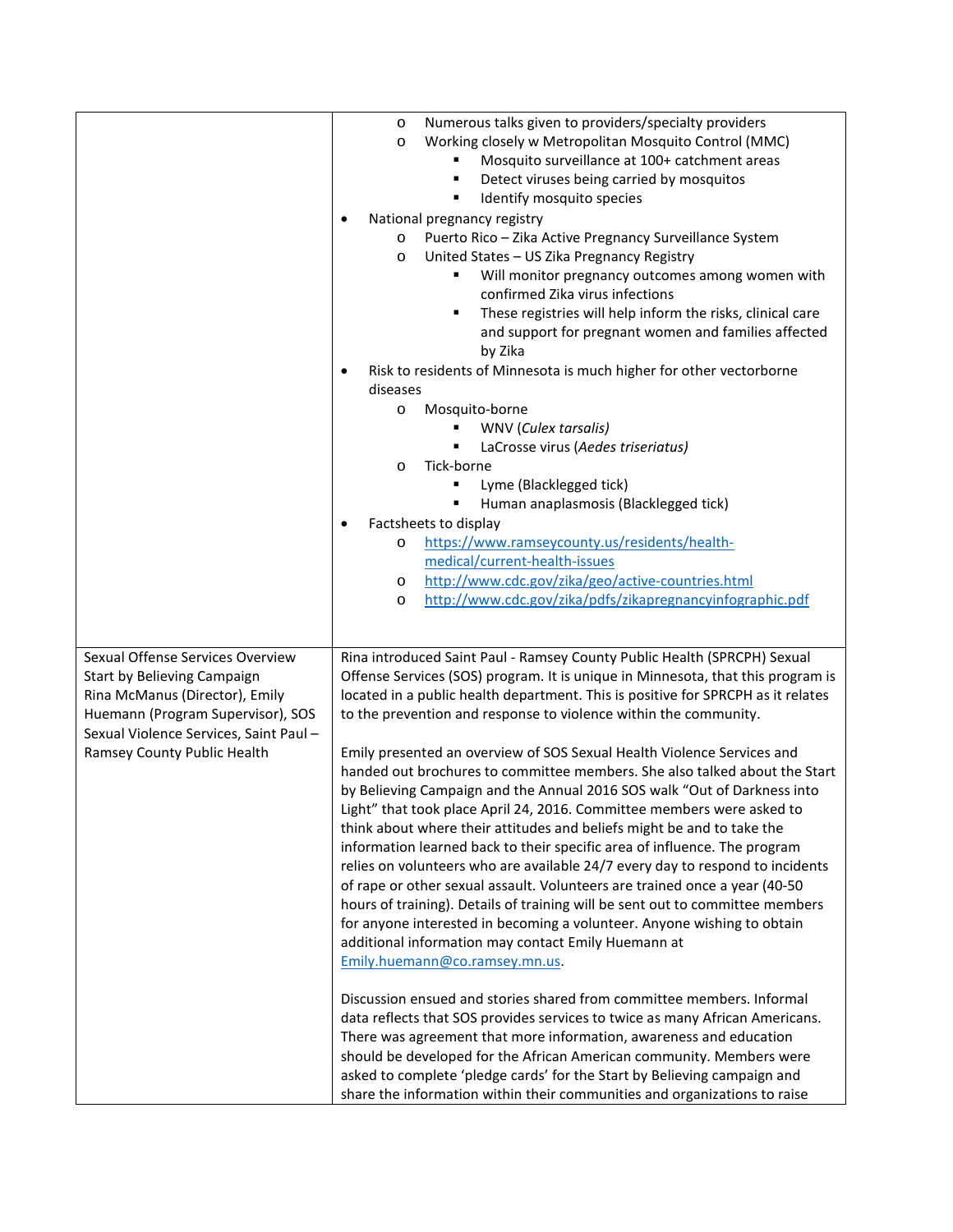| | |
|---|---|
| | <ul><li>Numerous talks given to providers/specialty providers</li><li>Working closely w Metropolitan Mosquito Control (MMC)<ul><li>Mosquito surveillance at 100+ catchment areas</li><li>Detect viruses being carried by mosquitos</li><li>Identify mosquito species</li></ul></li></ul><ul><li>National pregnancy registry<ul><li>Puerto Rico – Zika Active Pregnancy Surveillance System</li><li>United States – US Zika Pregnancy Registry<ul><li>Will monitor pregnancy outcomes among women with confirmed Zika virus infections</li><li>These registries will help inform the risks, clinical care and support for pregnant women and families affected by Zika</li></ul></li></ul></li><li>Risk to residents of Minnesota is much higher for other vectorborne diseases<ul><li>Mosquito-borne<ul><li>WNV (*Culex tarsalis)*</li><li>LaCrosse virus (*Aedes triseriatus)*</li></ul></li><li>Tick-borne<ul><li>Lyme (Blacklegged tick)</li><li>Human anaplasmosis (Blacklegged tick)</li></ul></li></ul></li><li>Factsheets to display<ul><li>https://www.ramseycounty.us/residents/health-medical/current-health-issues</li><li>http://www.cdc.gov/zika/geo/active-countries.html</li><li>http://www.cdc.gov/zika/pdfs/zikapregnancyinfographic.pdf</li></ul></li></ul> |
| Sexual Offense Services Overview<br>Start by Believing Campaign<br>Rina McManus (Director), Emily Huemann (Program Supervisor), SOS Sexual Violence Services, Saint Paul – Ramsey County Public Health | Rina introduced Saint Paul - Ramsey County Public Health (SPRCPH) Sexual Offense Services (SOS) program. It is unique in Minnesota, that this program is located in a public health department. This is positive for SPRCPH as it relates to the prevention and response to violence within the community.<br><br>Emily presented an overview of SOS Sexual Health Violence Services and handed out brochures to committee members. She also talked about the Start by Believing Campaign and the Annual 2016 SOS walk "Out of Darkness into Light" that took place April 24, 2016. Committee members were asked to think about where their attitudes and beliefs might be and to take the information learned back to their specific area of influence. The program relies on volunteers who are available 24/7 every day to respond to incidents of rape or other sexual assault. Volunteers are trained once a year (40-50 hours of training). Details of training will be sent out to committee members for anyone interested in becoming a volunteer. Anyone wishing to obtain additional information may contact Emily Huemann at Emily.huemann@co.ramsey.mn.us.<br><br>Discussion ensued and stories shared from committee members. Informal data reflects that SOS provides services to twice as many African Americans. There was agreement that more information, awareness and education should be developed for the African American community. Members were asked to complete 'pledge cards' for the Start by Believing campaign and share the information within their communities and organizations to raise |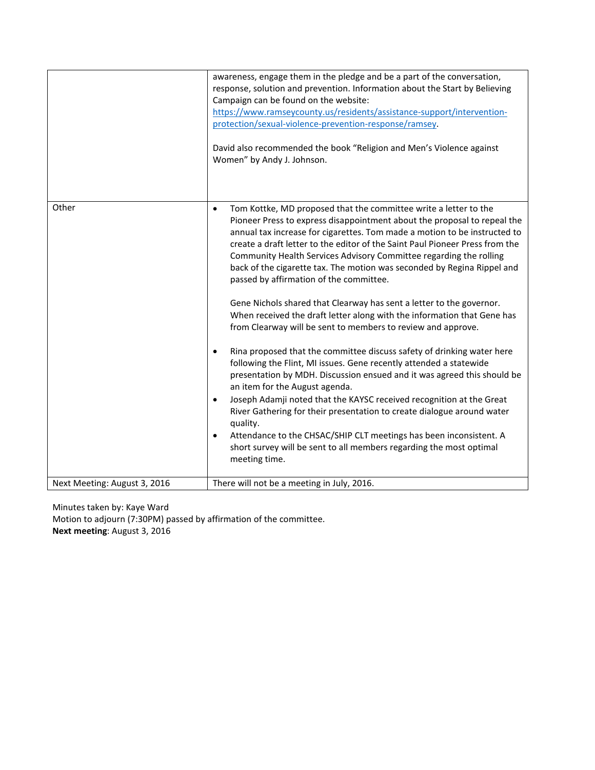| | |
|---|---|
| | awareness, engage them in the pledge and be a part of the conversation, response, solution and prevention. Information about the Start by Believing Campaign can be found on the website: https://www.ramseycounty.us/residents/assistance-support/intervention-protection/sexual-violence-prevention-response/ramsey.<br><br>David also recommended the book "Religion and Men's Violence against Women" by Andy J. Johnson. |
| Other | • Tom Kottke, MD proposed that the committee write a letter to the Pioneer Press to express disappointment about the proposal to repeal the annual tax increase for cigarettes. Tom made a motion to be instructed to create a draft letter to the editor of the Saint Paul Pioneer Press from the Community Health Services Advisory Committee regarding the rolling back of the cigarette tax. The motion was seconded by Regina Rippel and passed by affirmation of the committee.<br><br>Gene Nichols shared that Clearway has sent a letter to the governor. When received the draft letter along with the information that Gene has from Clearway will be sent to members to review and approve.<br><br>• Rina proposed that the committee discuss safety of drinking water here following the Flint, MI issues. Gene recently attended a statewide presentation by MDH. Discussion ensued and it was agreed this should be an item for the August agenda.<br>• Joseph Adamji noted that the KAYSC received recognition at the Great River Gathering for their presentation to create dialogue around water quality.<br>• Attendance to the CHSAC/SHIP CLT meetings has been inconsistent. A short survey will be sent to all members regarding the most optimal meeting time. |
| Next Meeting: August 3, 2016 | There will not be a meeting in July, 2016. |

Minutes taken by: Kaye Ward

Motion to adjourn (7:30PM) passed by affirmation of the committee.

**Next meeting**: August 3, 2016